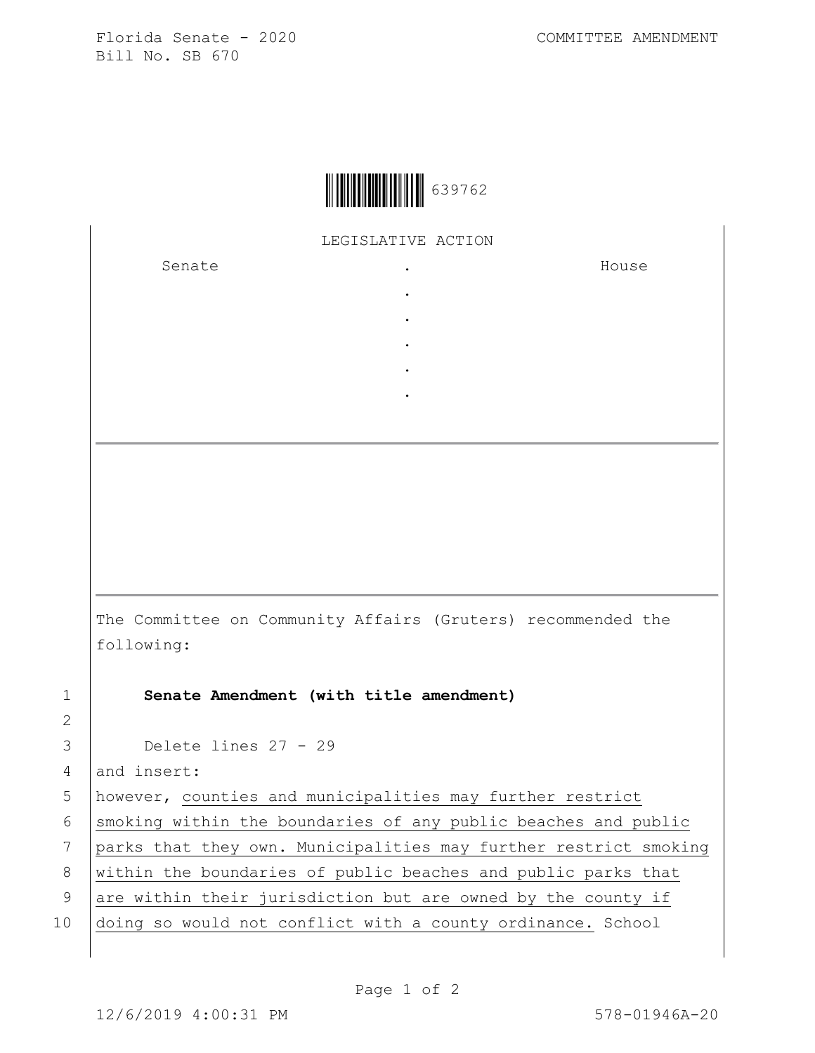Florida Senate - 2020
Bill No. SB 670

COMMITTEE AMENDMENT

639762

LEGISLATIVE ACTION

| Senate | . | House |
|---|---|---|
| | . | |
| | . | |
| | . | |
| | . | |
| | . | |

The Committee on Community Affairs (Gruters) recommended the following:

1 **Senate Amendment (with title amendment)**

2

3 Delete lines 27 - 29

4 and insert:

5 however, counties and municipalities may further restrict

6 smoking within the boundaries of any public beaches and public

7 parks that they own. Municipalities may further restrict smoking

8 within the boundaries of public beaches and public parks that

9 are within their jurisdiction but are owned by the county if

10 doing so would not conflict with a county ordinance. School

12/6/2019 4:00:31 PM 578-01946A-20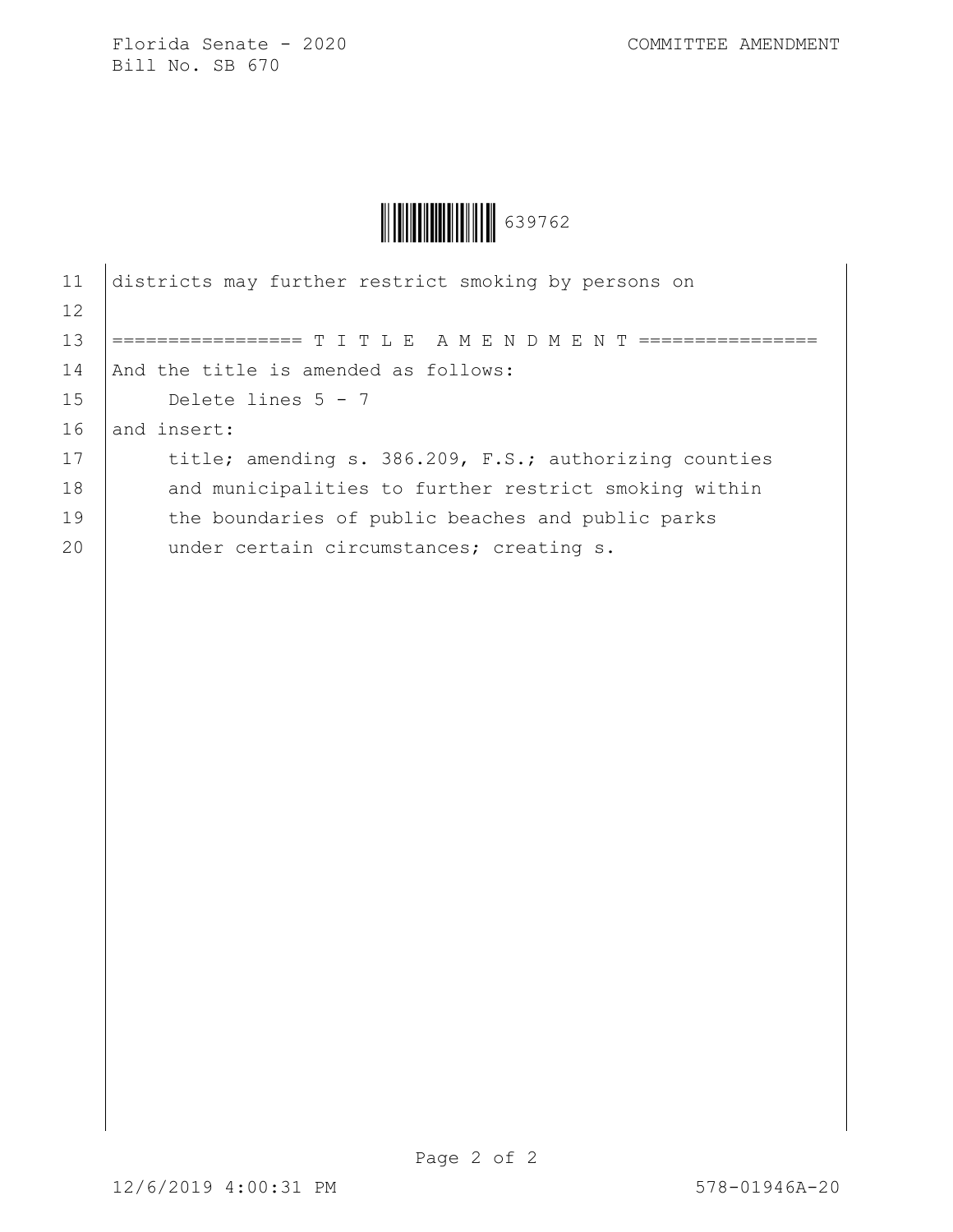11 districts may further restrict smoking by persons on

12

13 ================= T I T L E A M E N D M E N T ================

14 And the title is amended as follows:

15 Delete lines 5 - 7

16 and insert:

17 title; amending s. 386.209, F.S.; authorizing counties

18 and municipalities to further restrict smoking within

19 the boundaries of public beaches and public parks

20 under certain circumstances; creating s.